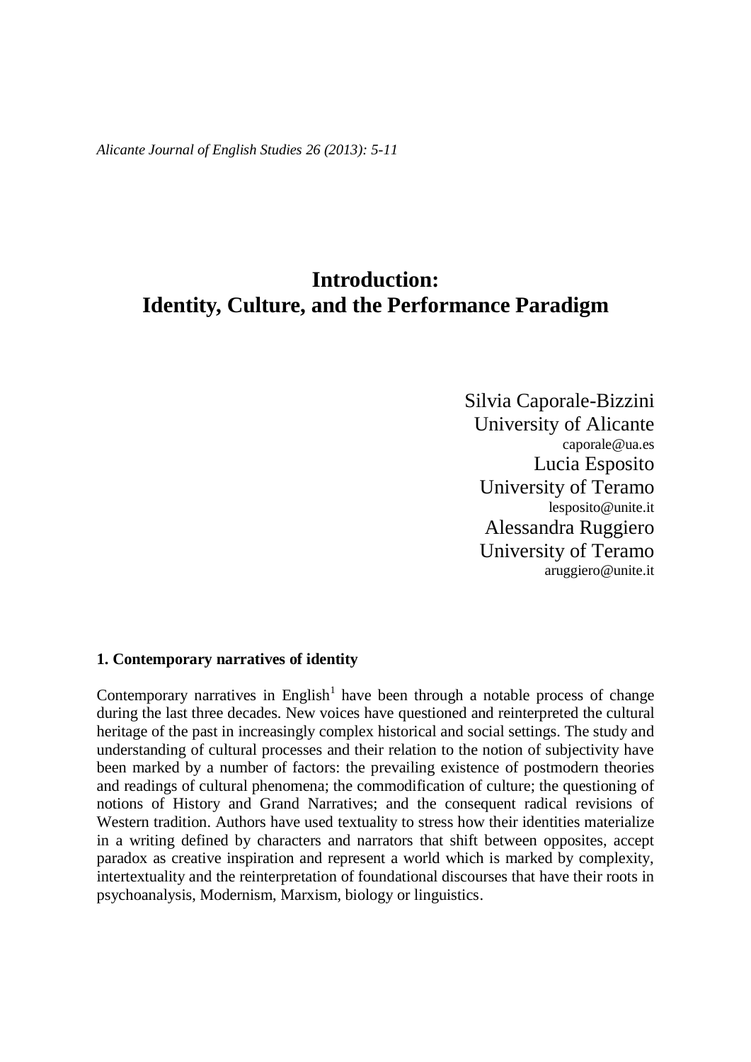# Introduction: Identity, Culture, and the Performance Paradigm

Silvia Caporale-Bizzini
University of Alicante
caporale@ua.es

Lucia Esposito
University of Teramo
lesposito@unite.it

Alessandra Ruggiero
University of Teramo
aruggiero@unite.it

## 1. Contemporary narratives of identity

Contemporary narratives in English[1] have been through a notable process of change during the last three decades. New voices have questioned and reinterpreted the cultural heritage of the past in increasingly complex historical and social settings. The study and understanding of cultural processes and their relation to the notion of subjectivity have been marked by a number of factors: the prevailing existence of postmodern theories and readings of cultural phenomena; the commodification of culture; the questioning of notions of History and Grand Narratives; and the consequent radical revisions of Western tradition. Authors have used textuality to stress how their identities materialize in a writing defined by characters and narrators that shift between opposites, accept paradox as creative inspiration and represent a world which is marked by complexity, intertextuality and the reinterpretation of foundational discourses that have their roots in psychoanalysis, Modernism, Marxism, biology or linguistics.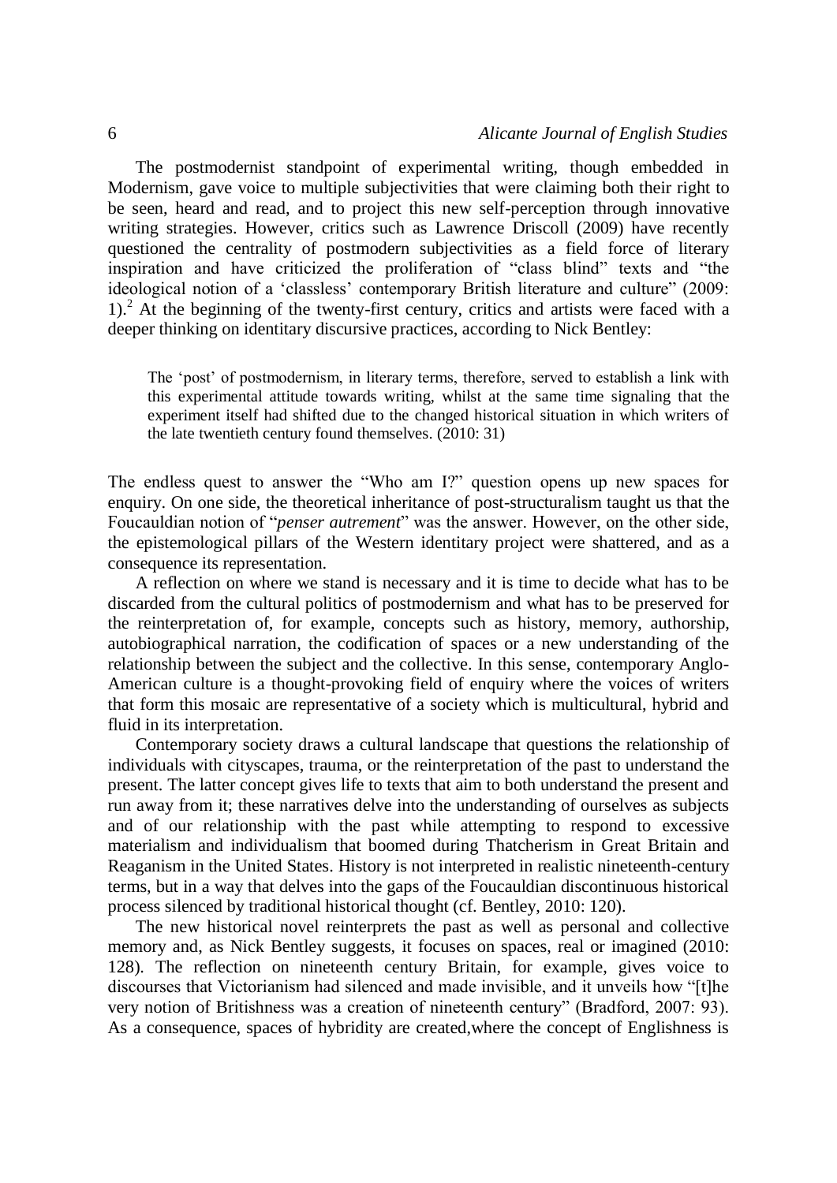The postmodernist standpoint of experimental writing, though embedded in Modernism, gave voice to multiple subjectivities that were claiming both their right to be seen, heard and read, and to project this new self-perception through innovative writing strategies. However, critics such as Lawrence Driscoll (2009) have recently questioned the centrality of postmodern subjectivities as a field force of literary inspiration and have criticized the proliferation of "class blind" texts and "the ideological notion of a 'classless' contemporary British literature and culture" (2009: 1).[2] At the beginning of the twenty-first century, critics and artists were faced with a deeper thinking on identitary discursive practices, according to Nick Bentley:

> The 'post' of postmodernism, in literary terms, therefore, served to establish a link with this experimental attitude towards writing, whilst at the same time signaling that the experiment itself had shifted due to the changed historical situation in which writers of the late twentieth century found themselves. (2010: 31)

The endless quest to answer the "Who am I?" question opens up new spaces for enquiry. On one side, the theoretical inheritance of post-structuralism taught us that the Foucauldian notion of "*penser autrement*" was the answer. However, on the other side, the epistemological pillars of the Western identitary project were shattered, and as a consequence its representation.

A reflection on where we stand is necessary and it is time to decide what has to be discarded from the cultural politics of postmodernism and what has to be preserved for the reinterpretation of, for example, concepts such as history, memory, authorship, autobiographical narration, the codification of spaces or a new understanding of the relationship between the subject and the collective. In this sense, contemporary Anglo-American culture is a thought-provoking field of enquiry where the voices of writers that form this mosaic are representative of a society which is multicultural, hybrid and fluid in its interpretation.

Contemporary society draws a cultural landscape that questions the relationship of individuals with cityscapes, trauma, or the reinterpretation of the past to understand the present. The latter concept gives life to texts that aim to both understand the present and run away from it; these narratives delve into the understanding of ourselves as subjects and of our relationship with the past while attempting to respond to excessive materialism and individualism that boomed during Thatcherism in Great Britain and Reaganism in the United States. History is not interpreted in realistic nineteenth-century terms, but in a way that delves into the gaps of the Foucauldian discontinuous historical process silenced by traditional historical thought (cf. Bentley, 2010: 120).

The new historical novel reinterprets the past as well as personal and collective memory and, as Nick Bentley suggests, it focuses on spaces, real or imagined (2010: 128). The reflection on nineteenth century Britain, for example, gives voice to discourses that Victorianism had silenced and made invisible, and it unveils how "[t]he very notion of Britishness was a creation of nineteenth century" (Bradford, 2007: 93). As a consequence, spaces of hybridity are created,where the concept of Englishness is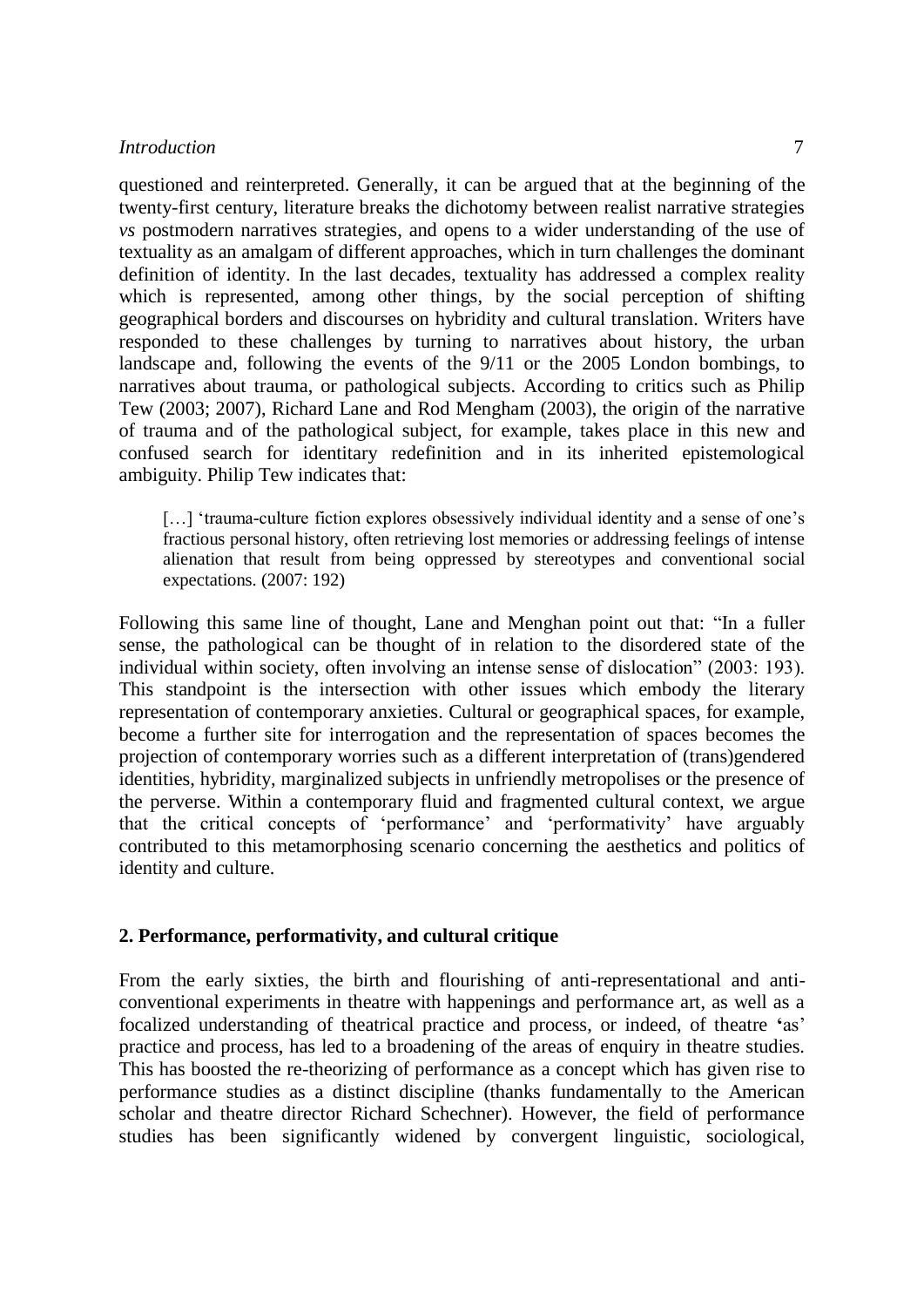questioned and reinterpreted. Generally, it can be argued that at the beginning of the twenty-first century, literature breaks the dichotomy between realist narrative strategies *vs* postmodern narratives strategies, and opens to a wider understanding of the use of textuality as an amalgam of different approaches, which in turn challenges the dominant definition of identity. In the last decades, textuality has addressed a complex reality which is represented, among other things, by the social perception of shifting geographical borders and discourses on hybridity and cultural translation. Writers have responded to these challenges by turning to narratives about history, the urban landscape and, following the events of the 9/11 or the 2005 London bombings, to narratives about trauma, or pathological subjects. According to critics such as Philip Tew (2003; 2007), Richard Lane and Rod Mengham (2003), the origin of the narrative of trauma and of the pathological subject, for example, takes place in this new and confused search for identitary redefinition and in its inherited epistemological ambiguity. Philip Tew indicates that:

> […] 'trauma-culture fiction explores obsessively individual identity and a sense of one's fractious personal history, often retrieving lost memories or addressing feelings of intense alienation that result from being oppressed by stereotypes and conventional social expectations. (2007: 192)

Following this same line of thought, Lane and Menghan point out that: "In a fuller sense, the pathological can be thought of in relation to the disordered state of the individual within society, often involving an intense sense of dislocation" (2003: 193). This standpoint is the intersection with other issues which embody the literary representation of contemporary anxieties. Cultural or geographical spaces, for example, become a further site for interrogation and the representation of spaces becomes the projection of contemporary worries such as a different interpretation of (trans)gendered identities, hybridity, marginalized subjects in unfriendly metropolises or the presence of the perverse. Within a contemporary fluid and fragmented cultural context, we argue that the critical concepts of 'performance' and 'performativity' have arguably contributed to this metamorphosing scenario concerning the aesthetics and politics of identity and culture.

## 2. Performance, performativity, and cultural critique

From the early sixties, the birth and flourishing of anti-representational and anti-conventional experiments in theatre with happenings and performance art, as well as a focalized understanding of theatrical practice and process, or indeed, of theatre 'as' practice and process, has led to a broadening of the areas of enquiry in theatre studies. This has boosted the re-theorizing of performance as a concept which has given rise to performance studies as a distinct discipline (thanks fundamentally to the American scholar and theatre director Richard Schechner). However, the field of performance studies has been significantly widened by convergent linguistic, sociological,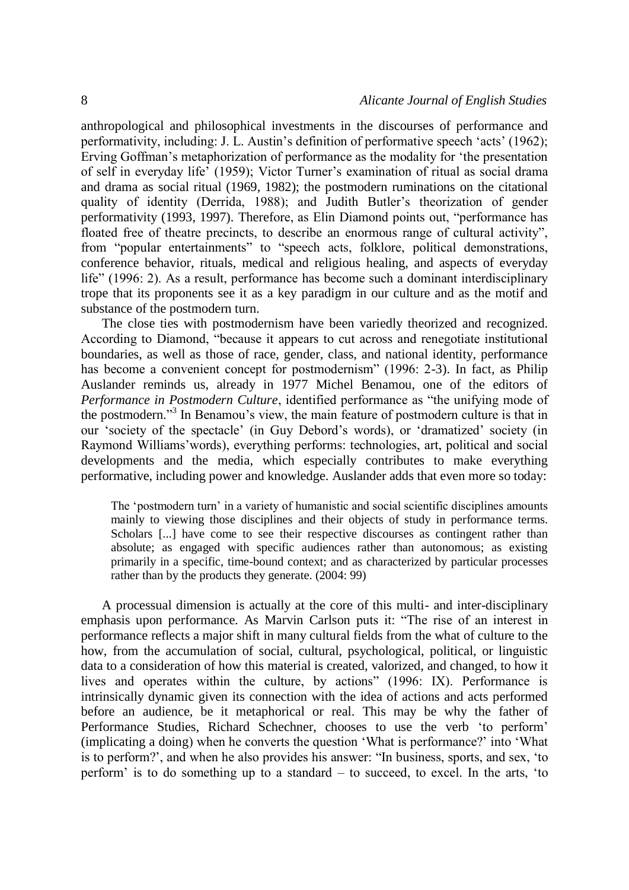anthropological and philosophical investments in the discourses of performance and performativity, including: J. L. Austin's definition of performative speech 'acts' (1962); Erving Goffman's metaphorization of performance as the modality for 'the presentation of self in everyday life' (1959); Victor Turner's examination of ritual as social drama and drama as social ritual (1969, 1982); the postmodern ruminations on the citational quality of identity (Derrida, 1988); and Judith Butler's theorization of gender performativity (1993, 1997). Therefore, as Elin Diamond points out, "performance has floated free of theatre precincts, to describe an enormous range of cultural activity", from "popular entertainments" to "speech acts, folklore, political demonstrations, conference behavior, rituals, medical and religious healing, and aspects of everyday life" (1996: 2). As a result, performance has become such a dominant interdisciplinary trope that its proponents see it as a key paradigm in our culture and as the motif and substance of the postmodern turn.

The close ties with postmodernism have been variedly theorized and recognized. According to Diamond, "because it appears to cut across and renegotiate institutional boundaries, as well as those of race, gender, class, and national identity, performance has become a convenient concept for postmodernism" (1996: 2-3). In fact, as Philip Auslander reminds us, already in 1977 Michel Benamou, one of the editors of *Performance in Postmodern Culture*, identified performance as "the unifying mode of the postmodern."[3] In Benamou's view, the main feature of postmodern culture is that in our 'society of the spectacle' (in Guy Debord's words), or 'dramatized' society (in Raymond Williams'words), everything performs: technologies, art, political and social developments and the media, which especially contributes to make everything performative, including power and knowledge. Auslander adds that even more so today:

> The 'postmodern turn' in a variety of humanistic and social scientific disciplines amounts mainly to viewing those disciplines and their objects of study in performance terms. Scholars [...] have come to see their respective discourses as contingent rather than absolute; as engaged with specific audiences rather than autonomous; as existing primarily in a specific, time-bound context; and as characterized by particular processes rather than by the products they generate. (2004: 99)

A processual dimension is actually at the core of this multi- and inter-disciplinary emphasis upon performance. As Marvin Carlson puts it: "The rise of an interest in performance reflects a major shift in many cultural fields from the what of culture to the how, from the accumulation of social, cultural, psychological, political, or linguistic data to a consideration of how this material is created, valorized, and changed, to how it lives and operates within the culture, by actions" (1996: IX). Performance is intrinsically dynamic given its connection with the idea of actions and acts performed before an audience, be it metaphorical or real. This may be why the father of Performance Studies, Richard Schechner, chooses to use the verb 'to perform' (implicating a doing) when he converts the question 'What is performance?' into 'What is to perform?', and when he also provides his answer: "In business, sports, and sex, 'to perform' is to do something up to a standard – to succeed, to excel. In the arts, 'to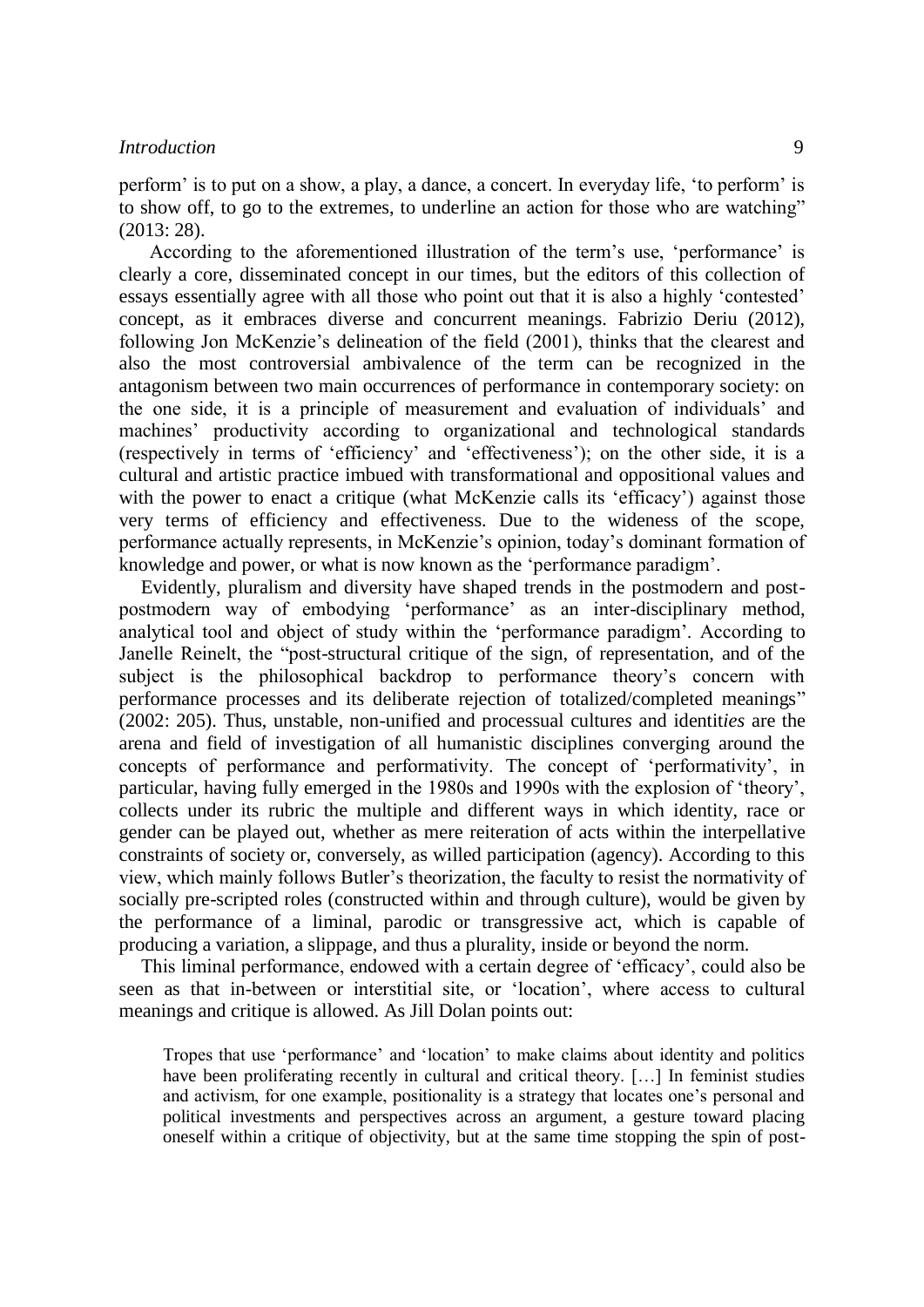perform' is to put on a show, a play, a dance, a concert. In everyday life, 'to perform' is to show off, to go to the extremes, to underline an action for those who are watching" (2013: 28).

According to the aforementioned illustration of the term's use, 'performance' is clearly a core, disseminated concept in our times, but the editors of this collection of essays essentially agree with all those who point out that it is also a highly 'contested' concept, as it embraces diverse and concurrent meanings. Fabrizio Deriu (2012), following Jon McKenzie's delineation of the field (2001), thinks that the clearest and also the most controversial ambivalence of the term can be recognized in the antagonism between two main occurrences of performance in contemporary society: on the one side, it is a principle of measurement and evaluation of individuals' and machines' productivity according to organizational and technological standards (respectively in terms of 'efficiency' and 'effectiveness'); on the other side, it is a cultural and artistic practice imbued with transformational and oppositional values and with the power to enact a critique (what McKenzie calls its 'efficacy') against those very terms of efficiency and effectiveness. Due to the wideness of the scope, performance actually represents, in McKenzie's opinion, today's dominant formation of knowledge and power, or what is now known as the 'performance paradigm'.

Evidently, pluralism and diversity have shaped trends in the postmodern and post-postmodern way of embodying 'performance' as an inter-disciplinary method, analytical tool and object of study within the 'performance paradigm'. According to Janelle Reinelt, the "post-structural critique of the sign, of representation, and of the subject is the philosophical backdrop to performance theory's concern with performance processes and its deliberate rejection of totalized/completed meanings" (2002: 205). Thus, unstable, non-unified and processual culture*s* and identit*ies* are the arena and field of investigation of all humanistic disciplines converging around the concepts of performance and performativity. The concept of 'performativity', in particular, having fully emerged in the 1980s and 1990s with the explosion of 'theory', collects under its rubric the multiple and different ways in which identity, race or gender can be played out, whether as mere reiteration of acts within the interpellative constraints of society or, conversely, as willed participation (agency). According to this view, which mainly follows Butler's theorization, the faculty to resist the normativity of socially pre-scripted roles (constructed within and through culture), would be given by the performance of a liminal, parodic or transgressive act, which is capable of producing a variation, a slippage, and thus a plurality, inside or beyond the norm.

This liminal performance, endowed with a certain degree of 'efficacy', could also be seen as that in-between or interstitial site, or 'location', where access to cultural meanings and critique is allowed. As Jill Dolan points out:

> Tropes that use 'performance' and 'location' to make claims about identity and politics have been proliferating recently in cultural and critical theory. […] In feminist studies and activism, for one example, positionality is a strategy that locates one's personal and political investments and perspectives across an argument, a gesture toward placing oneself within a critique of objectivity, but at the same time stopping the spin of post-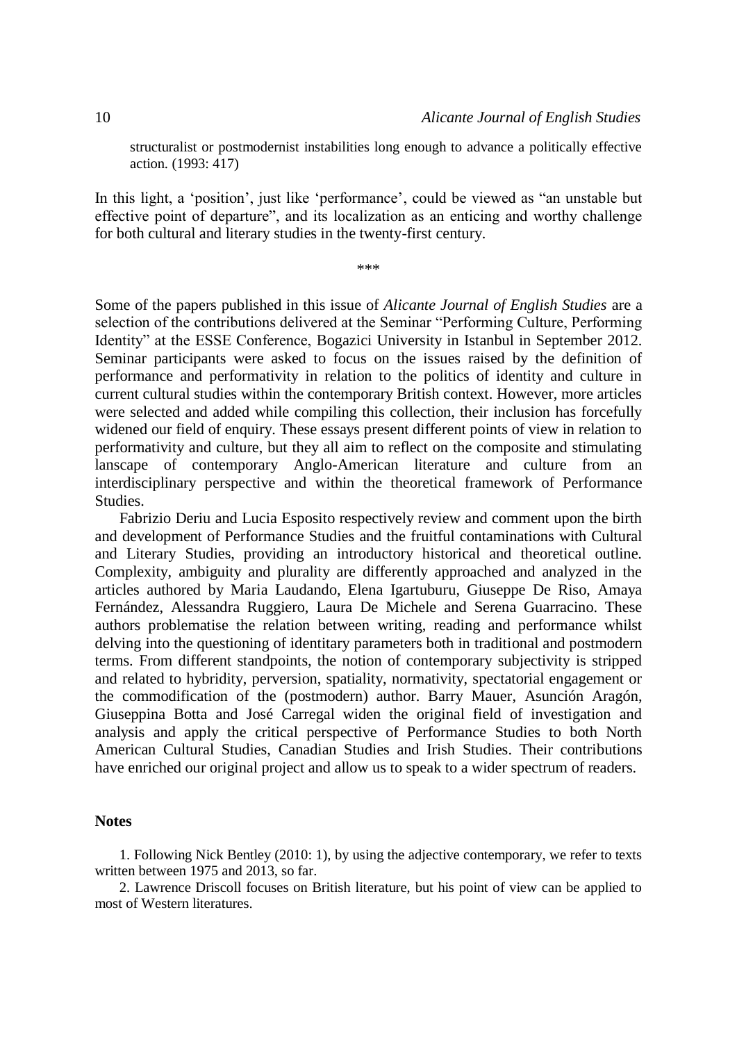> structuralist or postmodernist instabilities long enough to advance a politically effective action. (1993: 417)

In this light, a 'position', just like 'performance', could be viewed as "an unstable but effective point of departure", and its localization as an enticing and worthy challenge for both cultural and literary studies in the twenty-first century.

\*\*\*

Some of the papers published in this issue of *Alicante Journal of English Studies* are a selection of the contributions delivered at the Seminar "Performing Culture, Performing Identity" at the ESSE Conference, Bogazici University in Istanbul in September 2012. Seminar participants were asked to focus on the issues raised by the definition of performance and performativity in relation to the politics of identity and culture in current cultural studies within the contemporary British context. However, more articles were selected and added while compiling this collection, their inclusion has forcefully widened our field of enquiry. These essays present different points of view in relation to performativity and culture, but they all aim to reflect on the composite and stimulating lanscape of contemporary Anglo-American literature and culture from an interdisciplinary perspective and within the theoretical framework of Performance Studies.

Fabrizio Deriu and Lucia Esposito respectively review and comment upon the birth and development of Performance Studies and the fruitful contaminations with Cultural and Literary Studies, providing an introductory historical and theoretical outline. Complexity, ambiguity and plurality are differently approached and analyzed in the articles authored by Maria Laudando, Elena Igartuburu, Giuseppe De Riso, Amaya Fernández, Alessandra Ruggiero, Laura De Michele and Serena Guarracino. These authors problematise the relation between writing, reading and performance whilst delving into the questioning of identitary parameters both in traditional and postmodern terms. From different standpoints, the notion of contemporary subjectivity is stripped and related to hybridity, perversion, spatiality, normativity, spectatorial engagement or the commodification of the (postmodern) author. Barry Mauer, Asunción Aragón, Giuseppina Botta and José Carregal widen the original field of investigation and analysis and apply the critical perspective of Performance Studies to both North American Cultural Studies, Canadian Studies and Irish Studies. Their contributions have enriched our original project and allow us to speak to a wider spectrum of readers.

## Notes

1. Following Nick Bentley (2010: 1), by using the adjective contemporary, we refer to texts written between 1975 and 2013, so far.

2. Lawrence Driscoll focuses on British literature, but his point of view can be applied to most of Western literatures.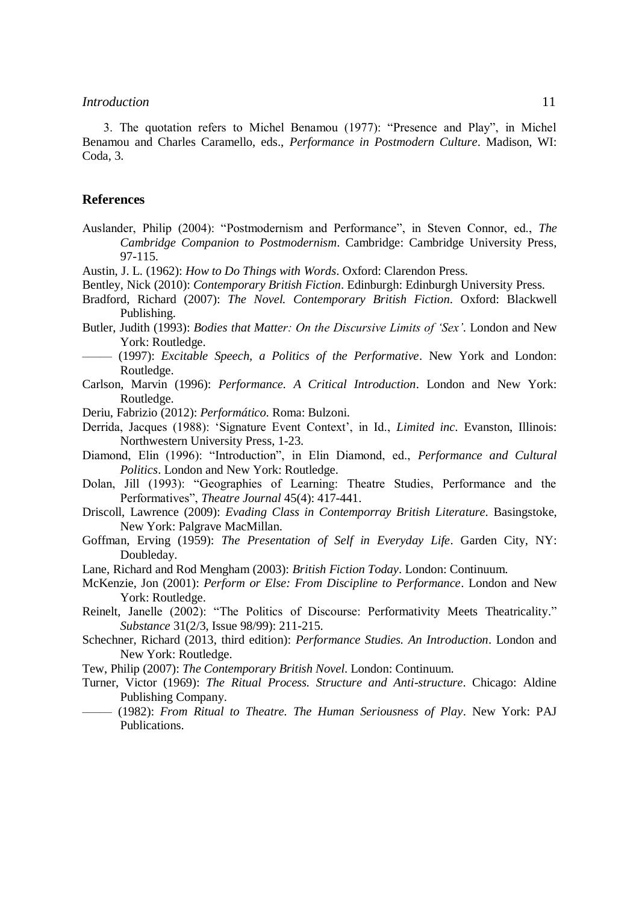3. The quotation refers to Michel Benamou (1977): "Presence and Play", in Michel Benamou and Charles Caramello, eds., *Performance in Postmodern Culture*. Madison, WI: Coda, 3.

## References

Auslander, Philip (2004): "Postmodernism and Performance", in Steven Connor, ed., *The Cambridge Companion to Postmodernism*. Cambridge: Cambridge University Press, 97-115.

Austin, J. L. (1962): *How to Do Things with Words*. Oxford: Clarendon Press.

Bentley, Nick (2010): *Contemporary British Fiction*. Edinburgh: Edinburgh University Press.

Bradford, Richard (2007): *The Novel. Contemporary British Fiction*. Oxford: Blackwell Publishing.

Butler, Judith (1993): *Bodies that Matter: On the Discursive Limits of 'Sex'*. London and New York: Routledge.

——— (1997): *Excitable Speech, a Politics of the Performative*. New York and London: Routledge.

Carlson, Marvin (1996): *Performance. A Critical Introduction*. London and New York: Routledge.

Deriu, Fabrizio (2012): *Performático*. Roma: Bulzoni.

Derrida, Jacques (1988): 'Signature Event Context', in Id., *Limited inc*. Evanston, Illinois: Northwestern University Press, 1-23.

Diamond, Elin (1996): "Introduction", in Elin Diamond, ed., *Performance and Cultural Politics*. London and New York: Routledge.

Dolan, Jill (1993): "Geographies of Learning: Theatre Studies, Performance and the Performatives", *Theatre Journal* 45(4): 417-441.

Driscoll, Lawrence (2009): *Evading Class in Contemporray British Literature*. Basingstoke, New York: Palgrave MacMillan.

Goffman, Erving (1959): *The Presentation of Self in Everyday Life*. Garden City, NY: Doubleday.

Lane, Richard and Rod Mengham (2003): *British Fiction Today*. London: Continuum.

McKenzie, Jon (2001): *Perform or Else: From Discipline to Performance*. London and New York: Routledge.

Reinelt, Janelle (2002): "The Politics of Discourse: Performativity Meets Theatricality." *Substance* 31(2/3, Issue 98/99): 211-215.

Schechner, Richard (2013, third edition): *Performance Studies. An Introduction*. London and New York: Routledge.

Tew, Philip (2007): *The Contemporary British Novel*. London: Continuum.

Turner, Victor (1969): *The Ritual Process. Structure and Anti-structure*. Chicago: Aldine Publishing Company.

——— (1982): *From Ritual to Theatre. The Human Seriousness of Play*. New York: PAJ Publications.